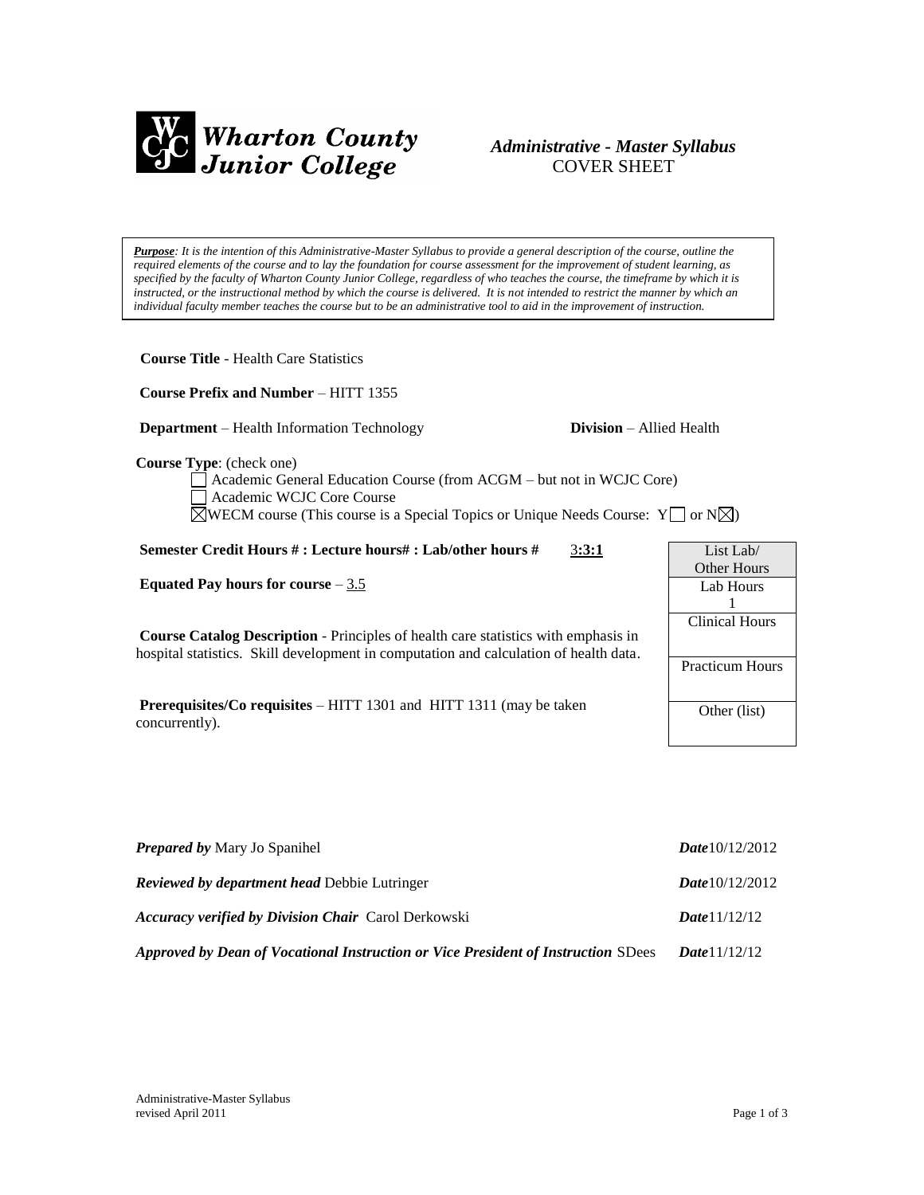Wharton County Junior College

*Administrative - Master Syllabus*
COVER SHEET

***Purpose**: It is the intention of this Administrative-Master Syllabus to provide a general description of the course, outline the required elements of the course and to lay the foundation for course assessment for the improvement of student learning, as specified by the faculty of Wharton County Junior College, regardless of who teaches the course, the timeframe by which it is instructed, or the instructional method by which the course is delivered. It is not intended to restrict the manner by which an individual faculty member teaches the course but to be an administrative tool to aid in the improvement of instruction.*

**Course Title** - Health Care Statistics

**Course Prefix and Number** – HITT 1355

**Department** – Health Information Technology **Division** – Allied Health

**Course Type**: (check one)

- ☐ Academic General Education Course (from ACGM – but not in WCJC Core)
- ☐ Academic WCJC Core Course
- ☒ WECM course (This course is a Special Topics or Unique Needs Course: Y☐ or N☒)

**Semester Credit Hours # : Lecture hours# : Lab/other hours #** 3**:3:1**

**Equated Pay hours for course** – 3.5

**Course Catalog Description** - Principles of health care statistics with emphasis in hospital statistics. Skill development in computation and calculation of health data.

**Prerequisites/Co requisites** – HITT 1301 and HITT 1311 (may be taken concurrently).

| List Lab/ Other Hours |
|---|
| Lab Hours 1 |
| Clinical Hours |
| Practicum Hours |
| Other (list) |

***Prepared by*** Mary Jo Spanihel ***Date*** 10/12/2012

***Reviewed by department head*** Debbie Lutringer ***Date*** 10/12/2012

***Accuracy verified by Division Chair*** Carol Derkowski ***Date*** 11/12/12

***Approved by Dean of Vocational Instruction or Vice President of Instruction*** SDees ***Date*** 11/12/12

Administrative-Master Syllabus
revised April 2011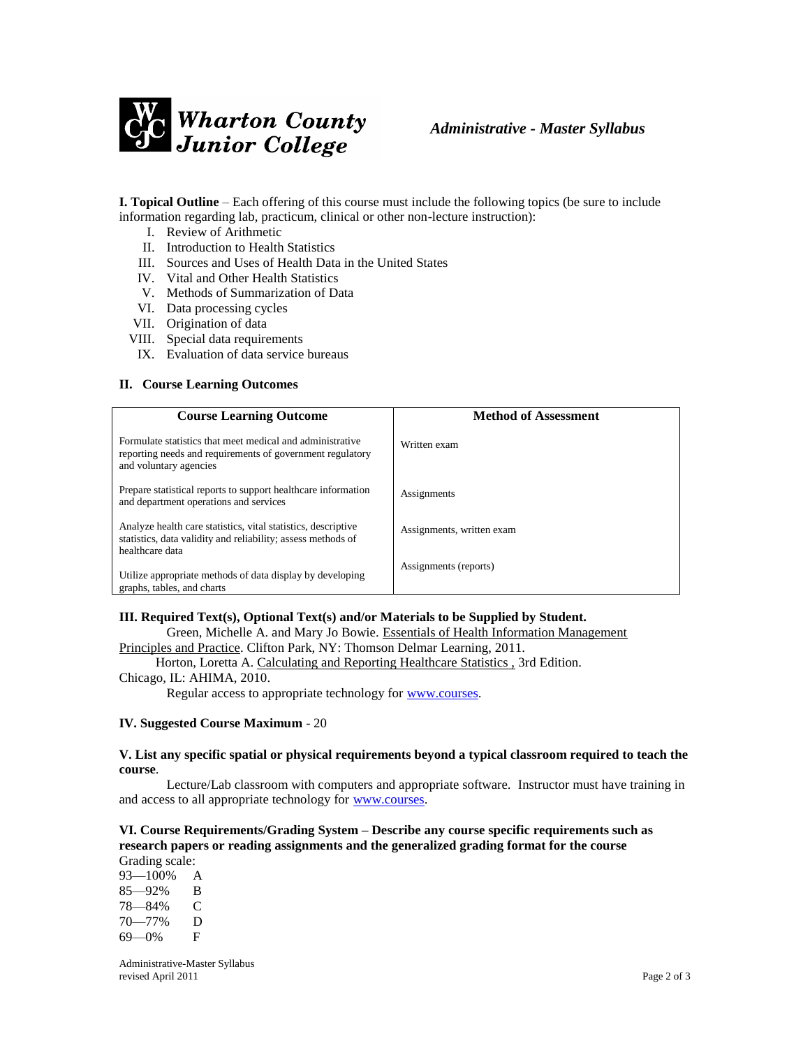**I. Topical Outline** – Each offering of this course must include the following topics (be sure to include information regarding lab, practicum, clinical or other non-lecture instruction):

I. Review of Arithmetic
II. Introduction to Health Statistics
III. Sources and Uses of Health Data in the United States
IV. Vital and Other Health Statistics
V. Methods of Summarization of Data
VI. Data processing cycles
VII. Origination of data
VIII. Special data requirements
IX. Evaluation of data service bureaus

**II. Course Learning Outcomes**

| Course Learning Outcome | Method of Assessment |
|---|---|
| Formulate statistics that meet medical and administrative reporting needs and requirements of government regulatory and voluntary agencies | Written exam |
| Prepare statistical reports to support healthcare information and department operations and services | Assignments |
| Analyze health care statistics, vital statistics, descriptive statistics, data validity and reliability; assess methods of healthcare data | Assignments, written exam |
| Utilize appropriate methods of data display by developing graphs, tables, and charts | Assignments (reports) |

**III. Required Text(s), Optional Text(s) and/or Materials to be Supplied by Student.**

Green, Michelle A. and Mary Jo Bowie. Essentials of Health Information Management Principles and Practice. Clifton Park, NY: Thomson Delmar Learning, 2011.

Horton, Loretta A. Calculating and Reporting Healthcare Statistics , 3rd Edition. Chicago, IL: AHIMA, 2010.

Regular access to appropriate technology for www.courses.

**IV. Suggested Course Maximum** - 20

**V. List any specific spatial or physical requirements beyond a typical classroom required to teach the course**.

Lecture/Lab classroom with computers and appropriate software. Instructor must have training in and access to all appropriate technology for www.courses.

**VI. Course Requirements/Grading System – Describe any course specific requirements such as research papers or reading assignments and the generalized grading format for the course**

Grading scale:

93—100% A
85—92% B
78—84% C
70—77% D
69—0% F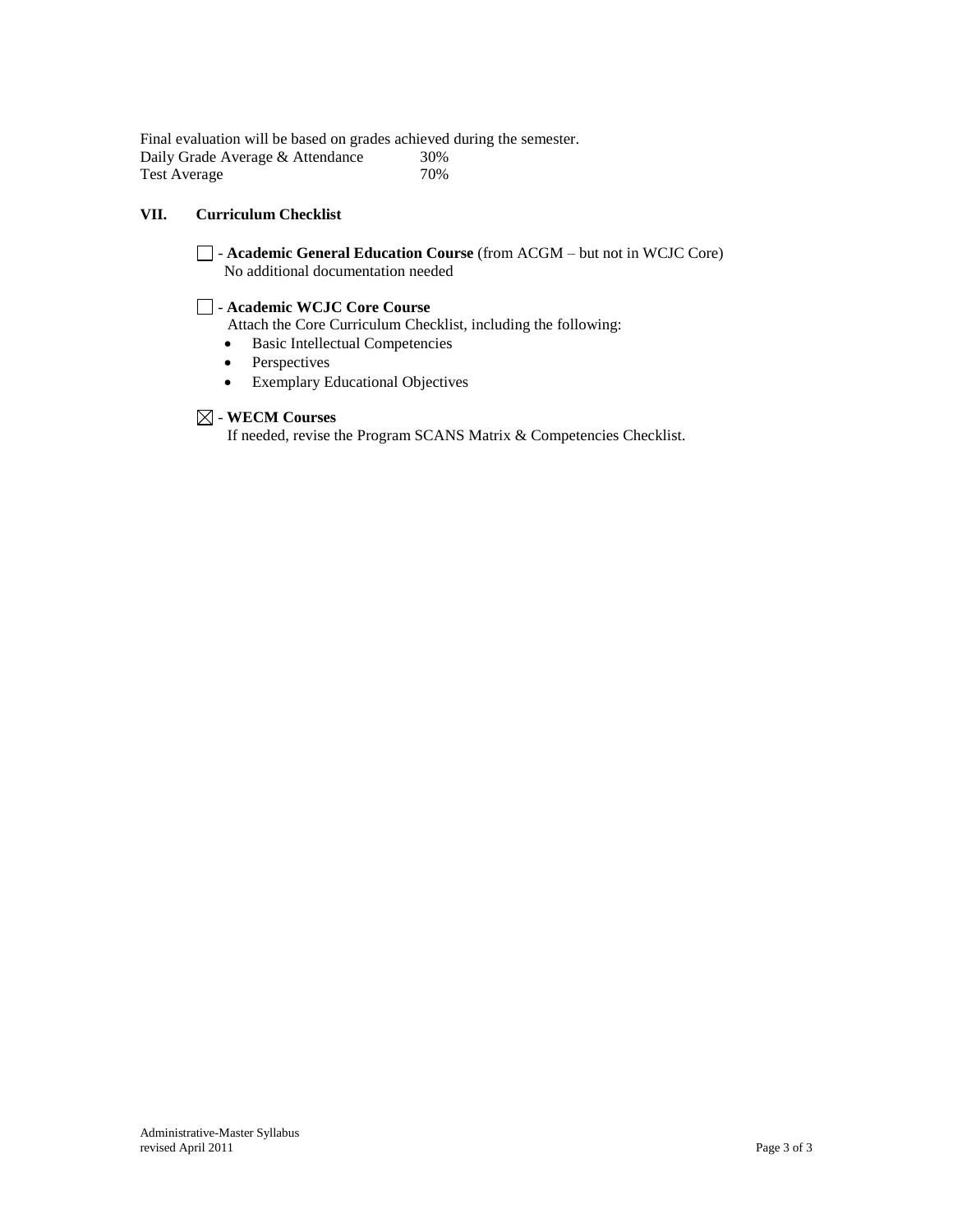Final evaluation will be based on grades achieved during the semester.

| | |
|---|---|
| Daily Grade Average & Attendance | 30% |
| Test Average | 70% |

## VII. Curriculum Checklist

☐ - **Academic General Education Course** (from ACGM – but not in WCJC Core)
No additional documentation needed

☐ - **Academic WCJC Core Course**
Attach the Core Curriculum Checklist, including the following:

- Basic Intellectual Competencies
- Perspectives
- Exemplary Educational Objectives

☒ - **WECM Courses**
If needed, revise the Program SCANS Matrix & Competencies Checklist.

Administrative-Master Syllabus
revised April 2011